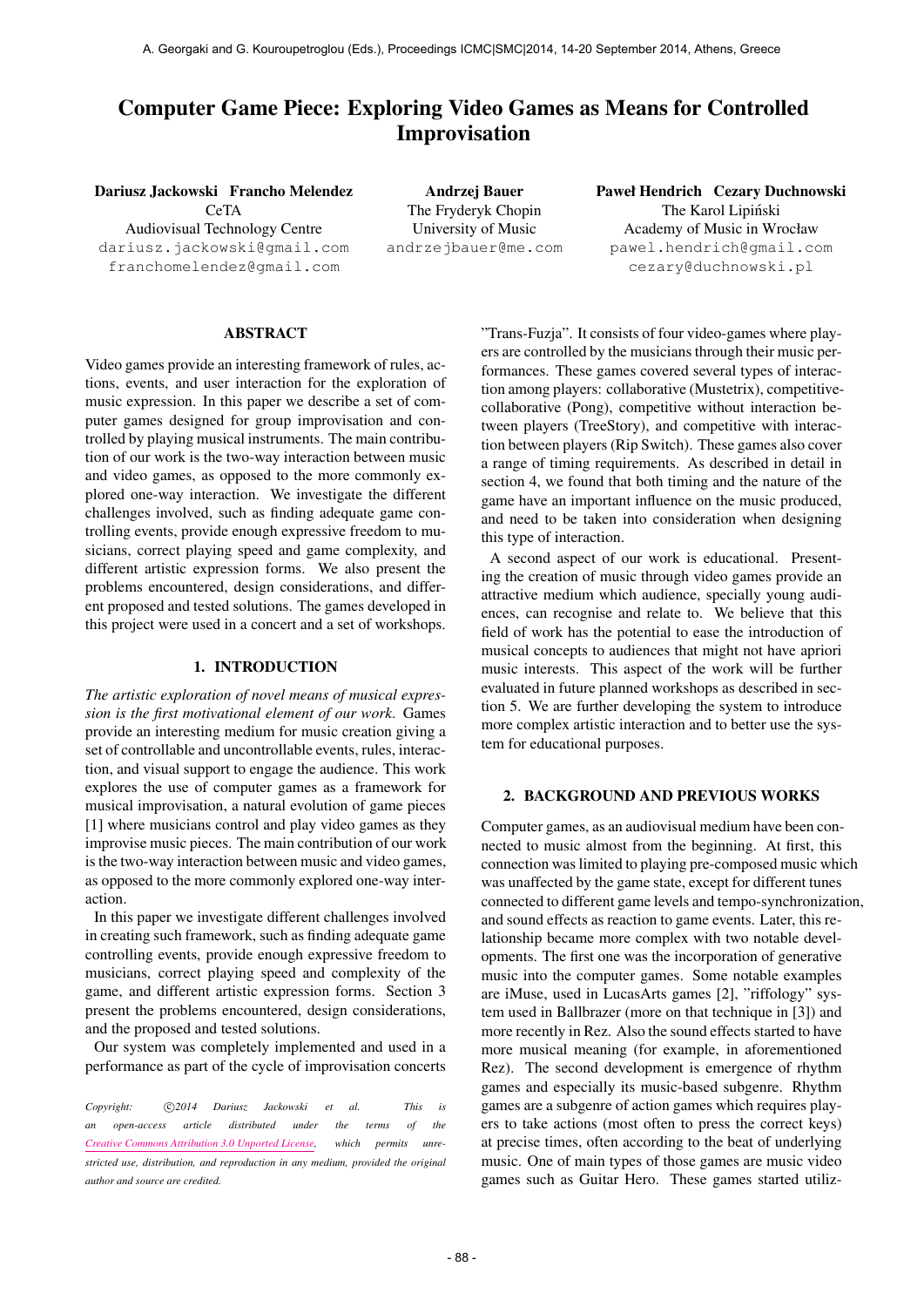# Computer Game Piece: Exploring Video Games as Means for Controlled Improvisation

**Dariusz Jackowski   Francho Melendez**
CeTA
Audiovisual Technology Centre
dariusz.jackowski@gmail.com
franchomelendez@gmail.com

**Andrzej Bauer**
The Fryderyk Chopin
University of Music
andrzejbauer@me.com

**Paweł Hendrich   Cezary Duchnowski**
The Karol Lipiński
Academy of Music in Wrocław
pawel.hendrich@gmail.com
cezary@duchnowski.pl

## ABSTRACT

Video games provide an interesting framework of rules, actions, events, and user interaction for the exploration of music expression. In this paper we describe a set of computer games designed for group improvisation and controlled by playing musical instruments. The main contribution of our work is the two-way interaction between music and video games, as opposed to the more commonly explored one-way interaction. We investigate the different challenges involved, such as finding adequate game controlling events, provide enough expressive freedom to musicians, correct playing speed and game complexity, and different artistic expression forms. We also present the problems encountered, design considerations, and different proposed and tested solutions. The games developed in this project were used in a concert and a set of workshops.

## 1. INTRODUCTION

*The artistic exploration of novel means of musical expression is the first motivational element of our work.* Games provide an interesting medium for music creation giving a set of controllable and uncontrollable events, rules, interaction, and visual support to engage the audience. This work explores the use of computer games as a framework for musical improvisation, a natural evolution of game pieces [1] where musicians control and play video games as they improvise music pieces. The main contribution of our work is the two-way interaction between music and video games, as opposed to the more commonly explored one-way interaction.

In this paper we investigate different challenges involved in creating such framework, such as finding adequate game controlling events, provide enough expressive freedom to musicians, correct playing speed and complexity of the game, and different artistic expression forms. Section 3 present the problems encountered, design considerations, and the proposed and tested solutions.

Our system was completely implemented and used in a performance as part of the cycle of improvisation concerts "Trans-Fuzja". It consists of four video-games where players are controlled by the musicians through their music performances. These games covered several types of interaction among players: collaborative (Mustetrix), competitive-collaborative (Pong), competitive without interaction between players (TreeStory), and competitive with interaction between players (Rip Switch). These games also cover a range of timing requirements. As described in detail in section 4, we found that both timing and the nature of the game have an important influence on the music produced, and need to be taken into consideration when designing this type of interaction.

A second aspect of our work is educational. Presenting the creation of music through video games provide an attractive medium which audience, specially young audiences, can recognise and relate to. We believe that this field of work has the potential to ease the introduction of musical concepts to audiences that might not have apriori music interests. This aspect of the work will be further evaluated in future planned workshops as described in section 5. We are further developing the system to introduce more complex artistic interaction and to better use the system for educational purposes.

*Copyright: ©2014 Dariusz Jackowski et al. This is an open-access article distributed under the terms of the Creative Commons Attribution 3.0 Unported License, which permits unrestricted use, distribution, and reproduction in any medium, provided the original author and source are credited.*

## 2. BACKGROUND AND PREVIOUS WORKS

Computer games, as an audiovisual medium have been connected to music almost from the beginning. At first, this connection was limited to playing pre-composed music which was unaffected by the game state, except for different tunes connected to different game levels and tempo-synchronization, and sound effects as reaction to game events. Later, this relationship became more complex with two notable developments. The first one was the incorporation of generative music into the computer games. Some notable examples are iMuse, used in LucasArts games [2], "riffology" system used in Ballbrazer (more on that technique in [3]) and more recently in Rez. Also the sound effects started to have more musical meaning (for example, in aforementioned Rez). The second development is emergence of rhythm games and especially its music-based subgenre. Rhythm games are a subgenre of action games which requires players to take actions (most often to press the correct keys) at precise times, often according to the beat of underlying music. One of main types of those games are music video games such as Guitar Hero. These games started utiliz-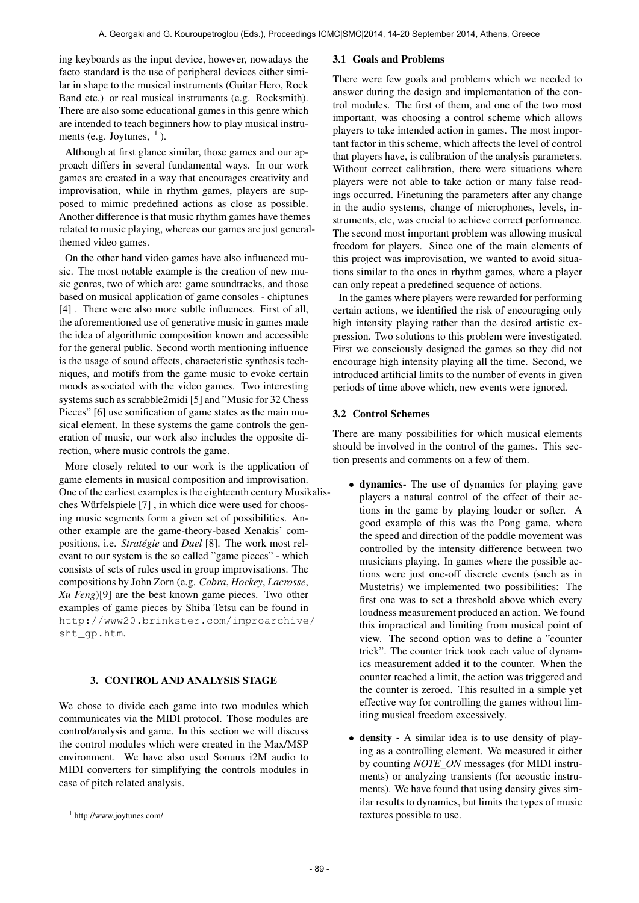ing keyboards as the input device, however, nowadays the facto standard is the use of peripheral devices either similar in shape to the musical instruments (Guitar Hero, Rock Band etc.) or real musical instruments (e.g. Rocksmith). There are also some educational games in this genre which are intended to teach beginners how to play musical instruments (e.g. Joytunes, [1] ).

Although at first glance similar, those games and our approach differs in several fundamental ways. In our work games are created in a way that encourages creativity and improvisation, while in rhythm games, players are supposed to mimic predefined actions as close as possible. Another difference is that music rhythm games have themes related to music playing, whereas our games are just general-themed video games.

On the other hand video games have also influenced music. The most notable example is the creation of new music genres, two of which are: game soundtracks, and those based on musical application of game consoles - chiptunes [4] . There were also more subtle influences. First of all, the aforementioned use of generative music in games made the idea of algorithmic composition known and accessible for the general public. Second worth mentioning influence is the usage of sound effects, characteristic synthesis techniques, and motifs from the game music to evoke certain moods associated with the video games. Two interesting systems such as scrabble2midi [5] and "Music for 32 Chess Pieces" [6] use sonification of game states as the main musical element. In these systems the game controls the generation of music, our work also includes the opposite direction, where music controls the game.

More closely related to our work is the application of game elements in musical composition and improvisation. One of the earliest examples is the eighteenth century Musikalisches Würfelspiele [7] , in which dice were used for choosing music segments form a given set of possibilities. Another example are the game-theory-based Xenakis' compositions, i.e. *Stratégie* and *Duel* [8]. The work most relevant to our system is the so called "game pieces" - which consists of sets of rules used in group improvisations. The compositions by John Zorn (e.g. *Cobra*, *Hockey*, *Lacrosse*, *Xu Feng*)[9] are the best known game pieces. Two other examples of game pieces by Shiba Tetsu can be found in http://www20.brinkster.com/improarchive/sht_gp.htm.

## 3. CONTROL AND ANALYSIS STAGE

We chose to divide each game into two modules which communicates via the MIDI protocol. Those modules are control/analysis and game. In this section we will discuss the control modules which were created in the Max/MSP environment. We have also used Sonuus i2M audio to MIDI converters for simplifying the controls modules in case of pitch related analysis.

### 3.1 Goals and Problems

There were few goals and problems which we needed to answer during the design and implementation of the control modules. The first of them, and one of the two most important, was choosing a control scheme which allows players to take intended action in games. The most important factor in this scheme, which affects the level of control that players have, is calibration of the analysis parameters. Without correct calibration, there were situations where players were not able to take action or many false readings occurred. Finetuning the parameters after any change in the audio systems, change of microphones, levels, instruments, etc, was crucial to achieve correct performance. The second most important problem was allowing musical freedom for players. Since one of the main elements of this project was improvisation, we wanted to avoid situations similar to the ones in rhythm games, where a player can only repeat a predefined sequence of actions.

In the games where players were rewarded for performing certain actions, we identified the risk of encouraging only high intensity playing rather than the desired artistic expression. Two solutions to this problem were investigated. First we consciously designed the games so they did not encourage high intensity playing all the time. Second, we introduced artificial limits to the number of events in given periods of time above which, new events were ignored.

### 3.2 Control Schemes

There are many possibilities for which musical elements should be involved in the control of the games. This section presents and comments on a few of them.

- **dynamics-** The use of dynamics for playing gave players a natural control of the effect of their actions in the game by playing louder or softer. A good example of this was the Pong game, where the speed and direction of the paddle movement was controlled by the intensity difference between two musicians playing. In games where the possible actions were just one-off discrete events (such as in Mustetris) we implemented two possibilities: The first one was to set a threshold above which every loudness measurement produced an action. We found this impractical and limiting from musical point of view. The second option was to define a "counter trick". The counter trick took each value of dynamics measurement added it to the counter. When the counter reached a limit, the action was triggered and the counter is zeroed. This resulted in a simple yet effective way for controlling the games without limiting musical freedom excessively.
- **density -** A similar idea is to use density of playing as a controlling element. We measured it either by counting *NOTE_ON* messages (for MIDI instruments) or analyzing transients (for acoustic instruments). We have found that using density gives similar results to dynamics, but limits the types of music textures possible to use.

[1] http://www.joytunes.com/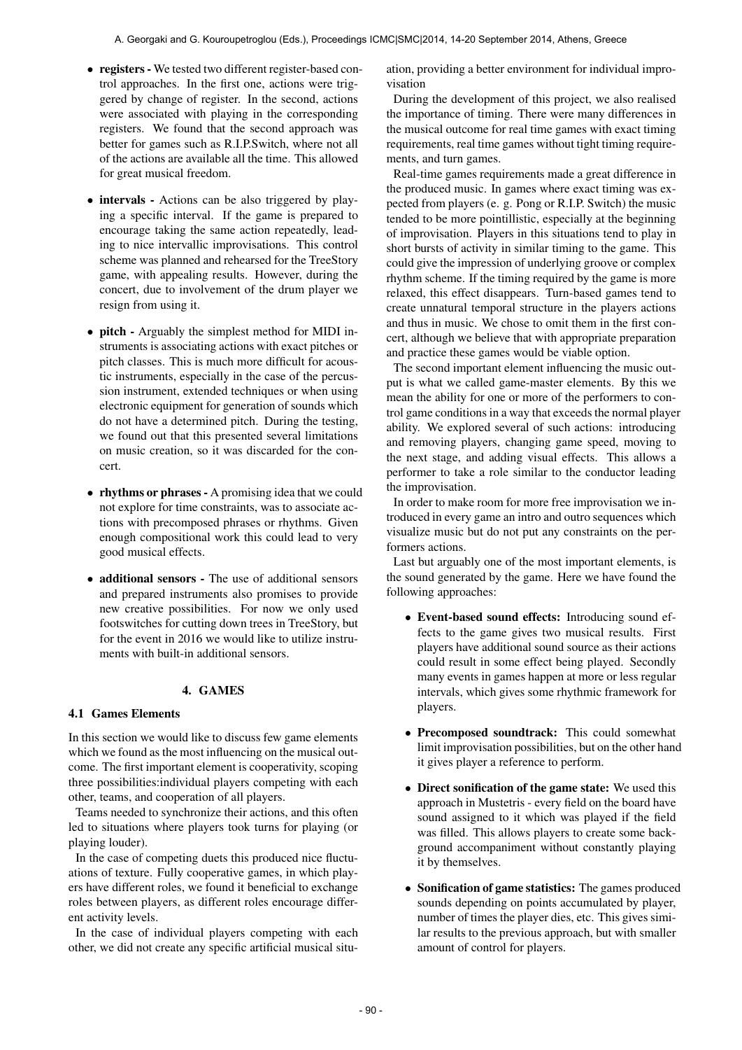- **registers -** We tested two different register-based control approaches. In the first one, actions were triggered by change of register. In the second, actions were associated with playing in the corresponding registers. We found that the second approach was better for games such as R.I.P.Switch, where not all of the actions are available all the time. This allowed for great musical freedom.
- **intervals -** Actions can be also triggered by playing a specific interval. If the game is prepared to encourage taking the same action repeatedly, leading to nice intervallic improvisations. This control scheme was planned and rehearsed for the TreeStory game, with appealing results. However, during the concert, due to involvement of the drum player we resign from using it.
- **pitch -** Arguably the simplest method for MIDI instruments is associating actions with exact pitches or pitch classes. This is much more difficult for acoustic instruments, especially in the case of the percussion instrument, extended techniques or when using electronic equipment for generation of sounds which do not have a determined pitch. During the testing, we found out that this presented several limitations on music creation, so it was discarded for the concert.
- **rhythms or phrases -** A promising idea that we could not explore for time constraints, was to associate actions with precomposed phrases or rhythms. Given enough compositional work this could lead to very good musical effects.
- **additional sensors -** The use of additional sensors and prepared instruments also promises to provide new creative possibilities. For now we only used footswitches for cutting down trees in TreeStory, but for the event in 2016 we would like to utilize instruments with built-in additional sensors.

## 4. GAMES

### 4.1 Games Elements

In this section we would like to discuss few game elements which we found as the most influencing on the musical outcome. The first important element is cooperativity, scoping three possibilities:individual players competing with each other, teams, and cooperation of all players.

Teams needed to synchronize their actions, and this often led to situations where players took turns for playing (or playing louder).

In the case of competing duets this produced nice fluctuations of texture. Fully cooperative games, in which players have different roles, we found it beneficial to exchange roles between players, as different roles encourage different activity levels.

In the case of individual players competing with each other, we did not create any specific artificial musical situation, providing a better environment for individual improvisation

During the development of this project, we also realised the importance of timing. There were many differences in the musical outcome for real time games with exact timing requirements, real time games without tight timing requirements, and turn games.

Real-time games requirements made a great difference in the produced music. In games where exact timing was expected from players (e. g. Pong or R.I.P. Switch) the music tended to be more pointillistic, especially at the beginning of improvisation. Players in this situations tend to play in short bursts of activity in similar timing to the game. This could give the impression of underlying groove or complex rhythm scheme. If the timing required by the game is more relaxed, this effect disappears. Turn-based games tend to create unnatural temporal structure in the players actions and thus in music. We chose to omit them in the first concert, although we believe that with appropriate preparation and practice these games would be viable option.

The second important element influencing the music output is what we called game-master elements. By this we mean the ability for one or more of the performers to control game conditions in a way that exceeds the normal player ability. We explored several of such actions: introducing and removing players, changing game speed, moving to the next stage, and adding visual effects. This allows a performer to take a role similar to the conductor leading the improvisation.

In order to make room for more free improvisation we introduced in every game an intro and outro sequences which visualize music but do not put any constraints on the performers actions.

Last but arguably one of the most important elements, is the sound generated by the game. Here we have found the following approaches:

- **Event-based sound effects:** Introducing sound effects to the game gives two musical results. First players have additional sound source as their actions could result in some effect being played. Secondly many events in games happen at more or less regular intervals, which gives some rhythmic framework for players.
- **Precomposed soundtrack:** This could somewhat limit improvisation possibilities, but on the other hand it gives player a reference to perform.
- **Direct sonification of the game state:** We used this approach in Mustetris - every field on the board have sound assigned to it which was played if the field was filled. This allows players to create some background accompaniment without constantly playing it by themselves.
- **Sonification of game statistics:** The games produced sounds depending on points accumulated by player, number of times the player dies, etc. This gives similar results to the previous approach, but with smaller amount of control for players.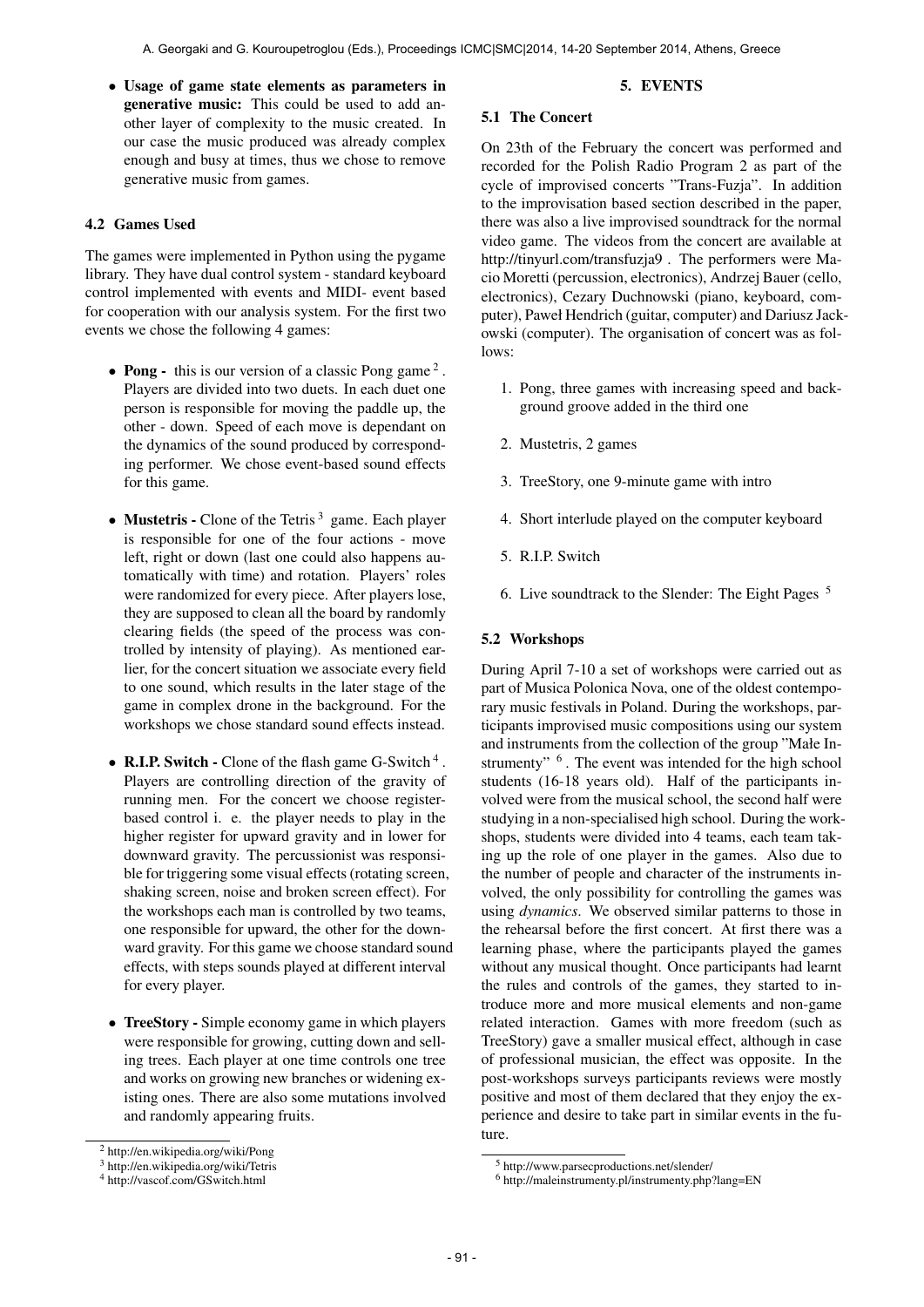- **Usage of game state elements as parameters in generative music:** This could be used to add another layer of complexity to the music created. In our case the music produced was already complex enough and busy at times, thus we chose to remove generative music from games.

### 4.2 Games Used

The games were implemented in Python using the pygame library. They have dual control system - standard keyboard control implemented with events and MIDI- event based for cooperation with our analysis system. For the first two events we chose the following 4 games:

- **Pong -** this is our version of a classic Pong game [2]. Players are divided into two duets. In each duet one person is responsible for moving the paddle up, the other - down. Speed of each move is dependant on the dynamics of the sound produced by corresponding performer. We chose event-based sound effects for this game.
- **Mustetris -** Clone of the Tetris [3] game. Each player is responsible for one of the four actions - move left, right or down (last one could also happens automatically with time) and rotation. Players' roles were randomized for every piece. After players lose, they are supposed to clean all the board by randomly clearing fields (the speed of the process was controlled by intensity of playing). As mentioned earlier, for the concert situation we associate every field to one sound, which results in the later stage of the game in complex drone in the background. For the workshops we chose standard sound effects instead.
- **R.I.P. Switch -** Clone of the flash game G-Switch [4]. Players are controlling direction of the gravity of running men. For the concert we choose register-based control i. e. the player needs to play in the higher register for upward gravity and in lower for downward gravity. The percussionist was responsible for triggering some visual effects (rotating screen, shaking screen, noise and broken screen effect). For the workshops each man is controlled by two teams, one responsible for upward, the other for the downward gravity. For this game we choose standard sound effects, with steps sounds played at different interval for every player.
- **TreeStory -** Simple economy game in which players were responsible for growing, cutting down and selling trees. Each player at one time controls one tree and works on growing new branches or widening existing ones. There are also some mutations involved and randomly appearing fruits.

[2] http://en.wikipedia.org/wiki/Pong

[3] http://en.wikipedia.org/wiki/Tetris

[4] http://vascof.com/GSwitch.html

## 5. EVENTS

### 5.1 The Concert

On 23th of the February the concert was performed and recorded for the Polish Radio Program 2 as part of the cycle of improvised concerts "Trans-Fuzja". In addition to the improvisation based section described in the paper, there was also a live improvised soundtrack for the normal video game. The videos from the concert are available at http://tinyurl.com/transfuzja9 . The performers were Macio Moretti (percussion, electronics), Andrzej Bauer (cello, electronics), Cezary Duchnowski (piano, keyboard, computer), Paweł Hendrich (guitar, computer) and Dariusz Jackowski (computer). The organisation of concert was as follows:

1. Pong, three games with increasing speed and background groove added in the third one
2. Mustetris, 2 games
3. TreeStory, one 9-minute game with intro
4. Short interlude played on the computer keyboard
5. R.I.P. Switch
6. Live soundtrack to the Slender: The Eight Pages [5]

### 5.2 Workshops

During April 7-10 a set of workshops were carried out as part of Musica Polonica Nova, one of the oldest contemporary music festivals in Poland. During the workshops, participants improvised music compositions using our system and instruments from the collection of the group "Małe Instrumenty" [6]. The event was intended for the high school students (16-18 years old). Half of the participants involved were from the musical school, the second half were studying in a non-specialised high school. During the workshops, students were divided into 4 teams, each team taking up the role of one player in the games. Also due to the number of people and character of the instruments involved, the only possibility for controlling the games was using *dynamics*. We observed similar patterns to those in the rehearsal before the first concert. At first there was a learning phase, where the participants played the games without any musical thought. Once participants had learnt the rules and controls of the games, they started to introduce more and more musical elements and non-game related interaction. Games with more freedom (such as TreeStory) gave a smaller musical effect, although in case of professional musician, the effect was opposite. In the post-workshops surveys participants reviews were mostly positive and most of them declared that they enjoy the experience and desire to take part in similar events in the future.

[5] http://www.parsecproductions.net/slender/

[6] http://maleinstrumenty.pl/instrumenty.php?lang=EN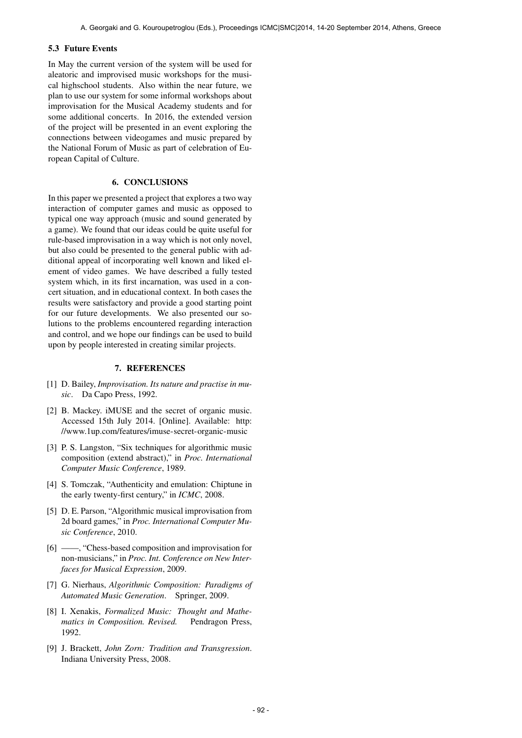### 5.3 Future Events

In May the current version of the system will be used for aleatoric and improvised music workshops for the musical highschool students. Also within the near future, we plan to use our system for some informal workshops about improvisation for the Musical Academy students and for some additional concerts. In 2016, the extended version of the project will be presented in an event exploring the connections between videogames and music prepared by the National Forum of Music as part of celebration of European Capital of Culture.

## 6. CONCLUSIONS

In this paper we presented a project that explores a two way interaction of computer games and music as opposed to typical one way approach (music and sound generated by a game). We found that our ideas could be quite useful for rule-based improvisation in a way which is not only novel, but also could be presented to the general public with additional appeal of incorporating well known and liked element of video games. We have described a fully tested system which, in its first incarnation, was used in a concert situation, and in educational context. In both cases the results were satisfactory and provide a good starting point for our future developments. We also presented our solutions to the problems encountered regarding interaction and control, and we hope our findings can be used to build upon by people interested in creating similar projects.

## 7. REFERENCES

[1] D. Bailey, *Improvisation. Its nature and practise in music*. Da Capo Press, 1992.

[2] B. Mackey. iMUSE and the secret of organic music. Accessed 15th July 2014. [Online]. Available: http://www.1up.com/features/imuse-secret-organic-music

[3] P. S. Langston, "Six techniques for algorithmic music composition (extend abstract)," in *Proc. International Computer Music Conference*, 1989.

[4] S. Tomczak, "Authenticity and emulation: Chiptune in the early twenty-first century," in *ICMC*, 2008.

[5] D. E. Parson, "Algorithmic musical improvisation from 2d board games," in *Proc. International Computer Music Conference*, 2010.

[6] ——, "Chess-based composition and improvisation for non-musicians," in *Proc. Int. Conference on New Interfaces for Musical Expression*, 2009.

[7] G. Nierhaus, *Algorithmic Composition: Paradigms of Automated Music Generation*. Springer, 2009.

[8] I. Xenakis, *Formalized Music: Thought and Mathematics in Composition. Revised.* Pendragon Press, 1992.

[9] J. Brackett, *John Zorn: Tradition and Transgression*. Indiana University Press, 2008.